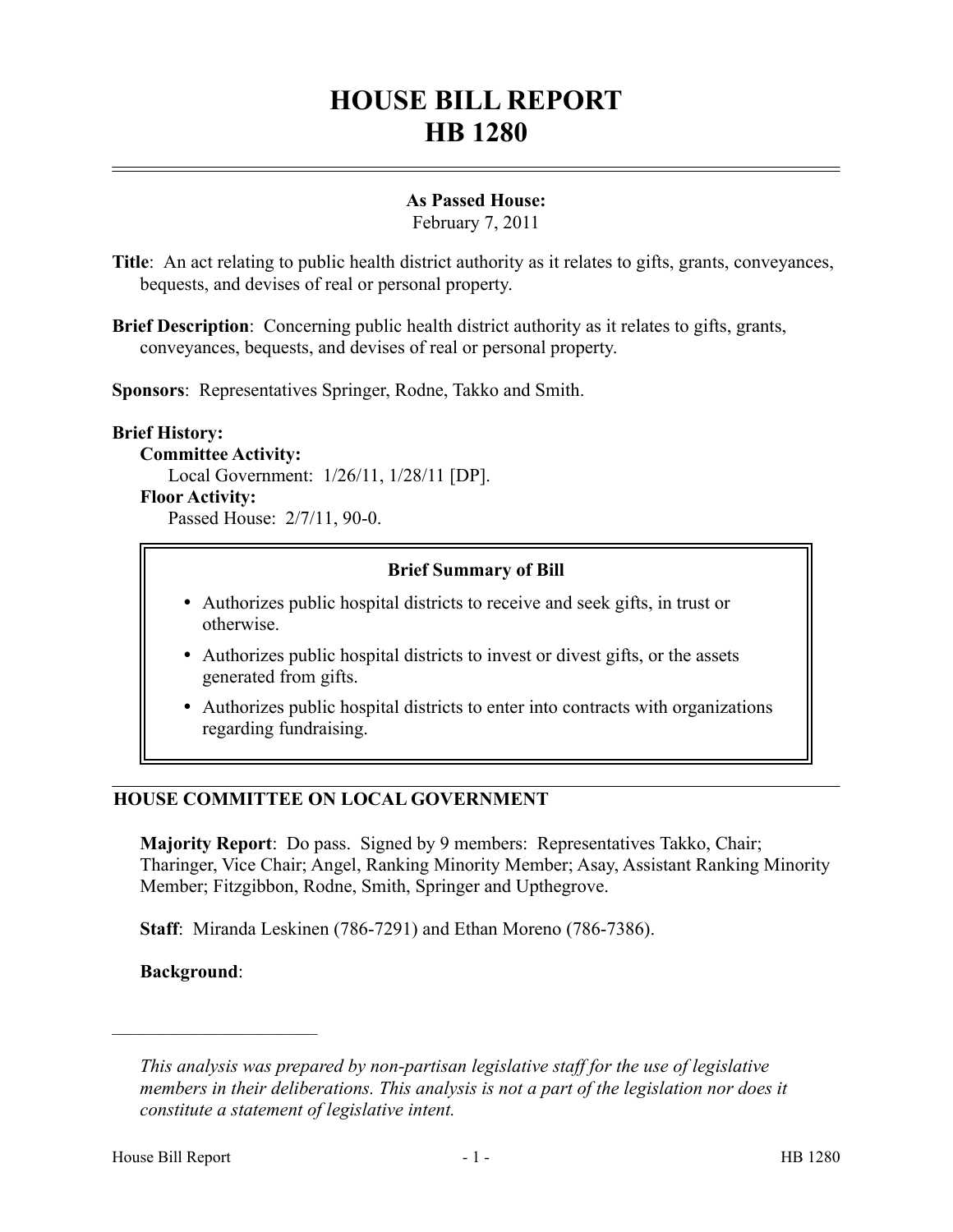# HOUSE BILL REPORT
# HB 1280

**As Passed House:**
February 7, 2011

**Title**: An act relating to public health district authority as it relates to gifts, grants, conveyances, bequests, and devises of real or personal property.

**Brief Description**: Concerning public health district authority as it relates to gifts, grants, conveyances, bequests, and devises of real or personal property.

**Sponsors**: Representatives Springer, Rodne, Takko and Smith.

**Brief History:**

**Committee Activity:**
Local Government: 1/26/11, 1/28/11 [DP].

**Floor Activity:**
Passed House: 2/7/11, 90-0.

**Brief Summary of Bill**

- Authorizes public hospital districts to receive and seek gifts, in trust or otherwise.
- Authorizes public hospital districts to invest or divest gifts, or the assets generated from gifts.
- Authorizes public hospital districts to enter into contracts with organizations regarding fundraising.

## HOUSE COMMITTEE ON LOCAL GOVERNMENT

**Majority Report**: Do pass. Signed by 9 members: Representatives Takko, Chair; Tharinger, Vice Chair; Angel, Ranking Minority Member; Asay, Assistant Ranking Minority Member; Fitzgibbon, Rodne, Smith, Springer and Upthegrove.

**Staff**: Miranda Leskinen (786-7291) and Ethan Moreno (786-7386).

**Background**:

---

*This analysis was prepared by non-partisan legislative staff for the use of legislative members in their deliberations. This analysis is not a part of the legislation nor does it constitute a statement of legislative intent.*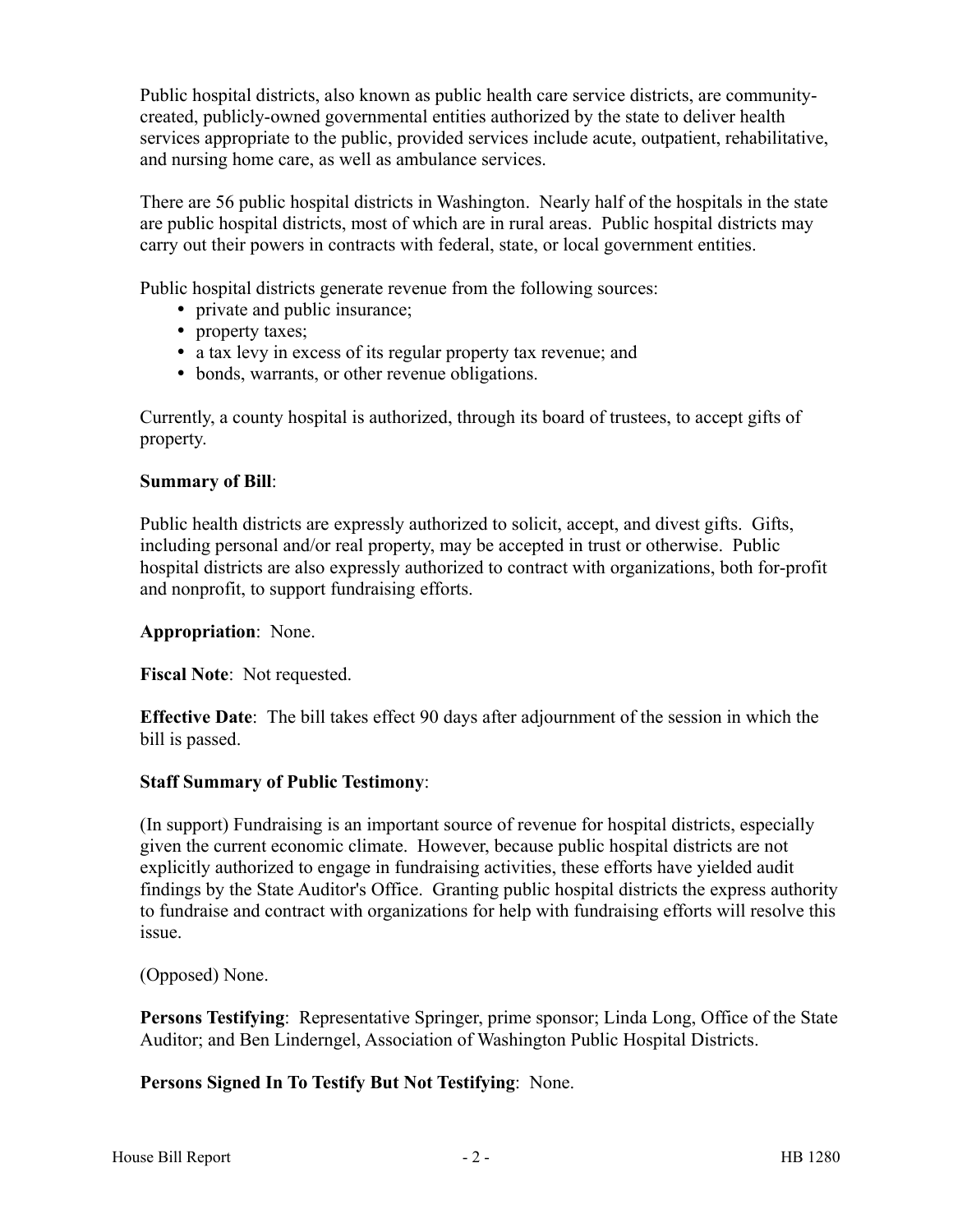Public hospital districts, also known as public health care service districts, are community-created, publicly-owned governmental entities authorized by the state to deliver health services appropriate to the public, provided services include acute, outpatient, rehabilitative, and nursing home care, as well as ambulance services.

There are 56 public hospital districts in Washington. Nearly half of the hospitals in the state are public hospital districts, most of which are in rural areas. Public hospital districts may carry out their powers in contracts with federal, state, or local government entities.

Public hospital districts generate revenue from the following sources:

- private and public insurance;
- property taxes;
- a tax levy in excess of its regular property tax revenue; and
- bonds, warrants, or other revenue obligations.

Currently, a county hospital is authorized, through its board of trustees, to accept gifts of property.

**Summary of Bill**:

Public health districts are expressly authorized to solicit, accept, and divest gifts. Gifts, including personal and/or real property, may be accepted in trust or otherwise. Public hospital districts are also expressly authorized to contract with organizations, both for-profit and nonprofit, to support fundraising efforts.

**Appropriation**: None.

**Fiscal Note**: Not requested.

**Effective Date**: The bill takes effect 90 days after adjournment of the session in which the bill is passed.

**Staff Summary of Public Testimony**:

(In support) Fundraising is an important source of revenue for hospital districts, especially given the current economic climate. However, because public hospital districts are not explicitly authorized to engage in fundraising activities, these efforts have yielded audit findings by the State Auditor's Office. Granting public hospital districts the express authority to fundraise and contract with organizations for help with fundraising efforts will resolve this issue.

(Opposed) None.

**Persons Testifying**: Representative Springer, prime sponsor; Linda Long, Office of the State Auditor; and Ben Linderngel, Association of Washington Public Hospital Districts.

**Persons Signed In To Testify But Not Testifying**: None.